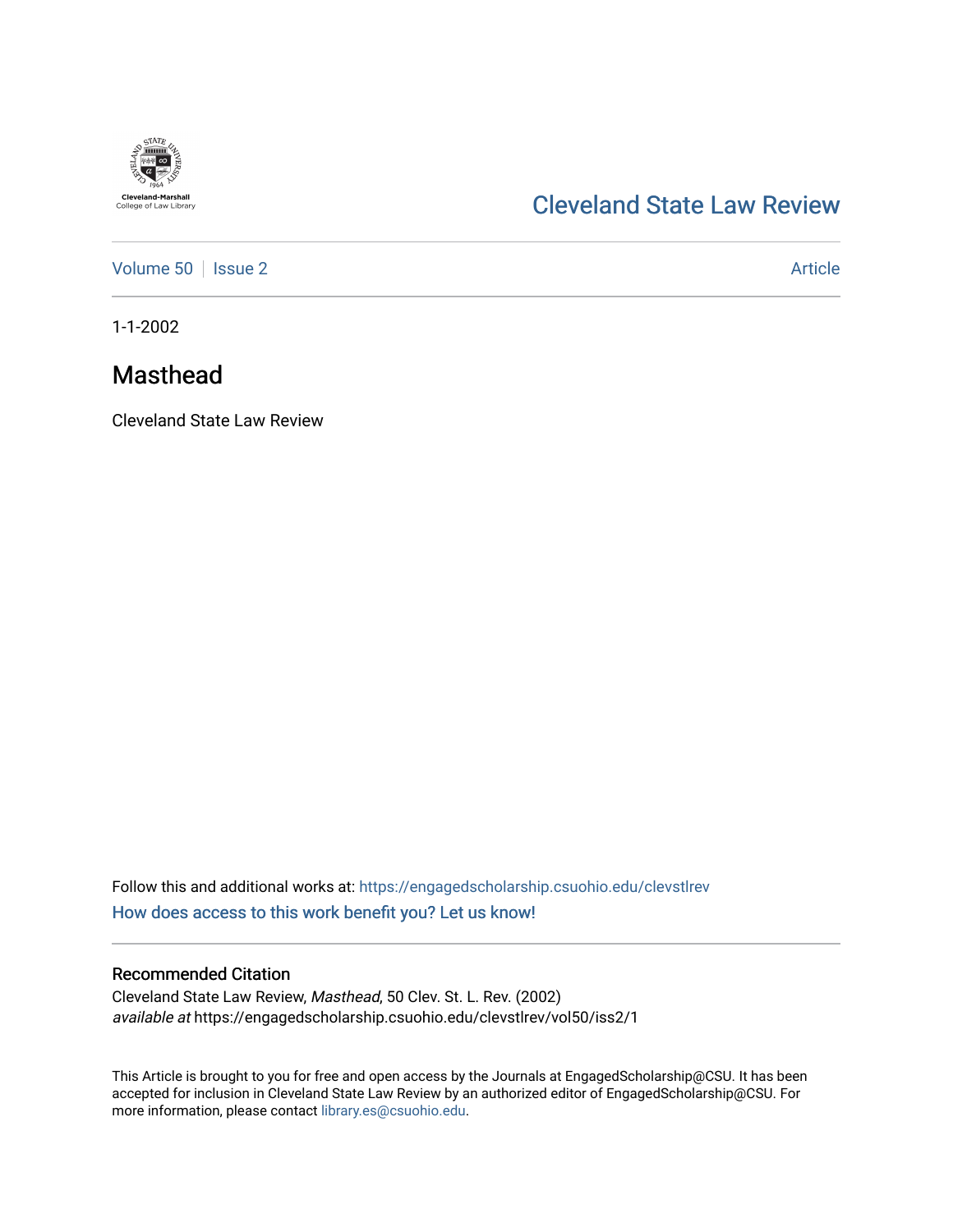Cleveland-Marshall College of Law Library

# Cleveland State Law Review

Volume 50 | Issue 2 | Article

1-1-2002

## Masthead

Cleveland State Law Review

Follow this and additional works at: https://engagedscholarship.csuohio.edu/clevstlrev

How does access to this work benefit you? Let us know!

### Recommended Citation

Cleveland State Law Review, *Masthead*, 50 Clev. St. L. Rev. (2002)
*available at* https://engagedscholarship.csuohio.edu/clevstlrev/vol50/iss2/1

This Article is brought to you for free and open access by the Journals at EngagedScholarship@CSU. It has been accepted for inclusion in Cleveland State Law Review by an authorized editor of EngagedScholarship@CSU. For more information, please contact library.es@csuohio.edu.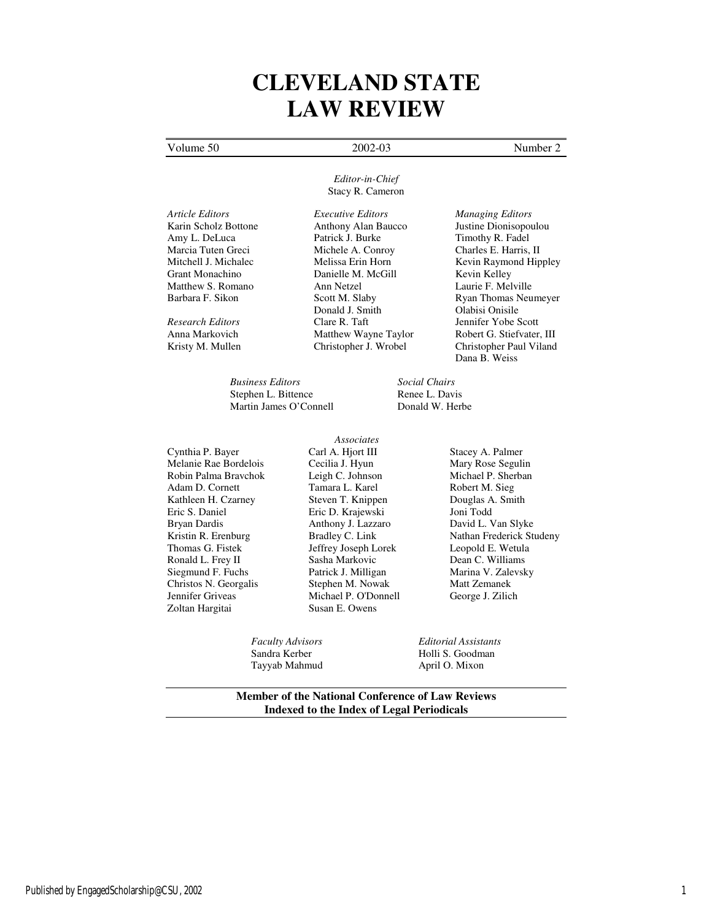# CLEVELAND STATE LAW REVIEW

Volume 50 | 2002-03 | Number 2

*Editor-in-Chief*
Stacy R. Cameron

*Article Editors*
Karin Scholz Bottone
Amy L. DeLuca
Marcia Tuten Greci
Mitchell J. Michalec
Grant Monachino
Matthew S. Romano
Barbara F. Sikon

*Research Editors*
Anna Markovich
Kristy M. Mullen

*Executive Editors*
Anthony Alan Baucco
Patrick J. Burke
Michele A. Conroy
Melissa Erin Horn
Danielle M. McGill
Ann Netzel
Scott M. Slaby
Donald J. Smith
Clare R. Taft
Matthew Wayne Taylor
Christopher J. Wrobel

*Managing Editors*
Justine Dionisopoulou
Timothy R. Fadel
Charles E. Harris, II
Kevin Raymond Hippley
Kevin Kelley
Laurie F. Melville
Ryan Thomas Neumeyer
Olabisi Onisile
Jennifer Yobe Scott
Robert G. Stiefvater, III
Christopher Paul Viland
Dana B. Weiss

*Business Editors*
Stephen L. Bittence
Martin James O'Connell

*Social Chairs*
Renee L. Davis
Donald W. Herbe

*Associates*

Cynthia P. Bayer
Melanie Rae Bordelois
Robin Palma Bravchok
Adam D. Cornett
Kathleen H. Czarney
Eric S. Daniel
Bryan Dardis
Kristin R. Erenburg
Thomas G. Fistek
Ronald L. Frey II
Siegmund F. Fuchs
Christos N. Georgalis
Jennifer Griveas
Zoltan Hargitai
Carl A. Hjort III
Cecilia J. Hyun
Leigh C. Johnson
Tamara L. Karel
Steven T. Knippen
Eric D. Krajewski
Anthony J. Lazzaro
Bradley C. Link
Jeffrey Joseph Lorek
Sasha Markovic
Patrick J. Milligan
Stephen M. Nowak
Michael P. O'Donnell
Susan E. Owens
Stacey A. Palmer
Mary Rose Segulin
Michael P. Sherban
Robert M. Sieg
Douglas A. Smith
Joni Todd
David L. Van Slyke
Nathan Frederick Studeny
Leopold E. Wetula
Dean C. Williams
Marina V. Zalevsky
Matt Zemanek
George J. Zilich

*Faculty Advisors*
Sandra Kerber
Tayyab Mahmud

*Editorial Assistants*
Holli S. Goodman
April O. Mixon

**Member of the National Conference of Law Reviews**
**Indexed to the Index of Legal Periodicals**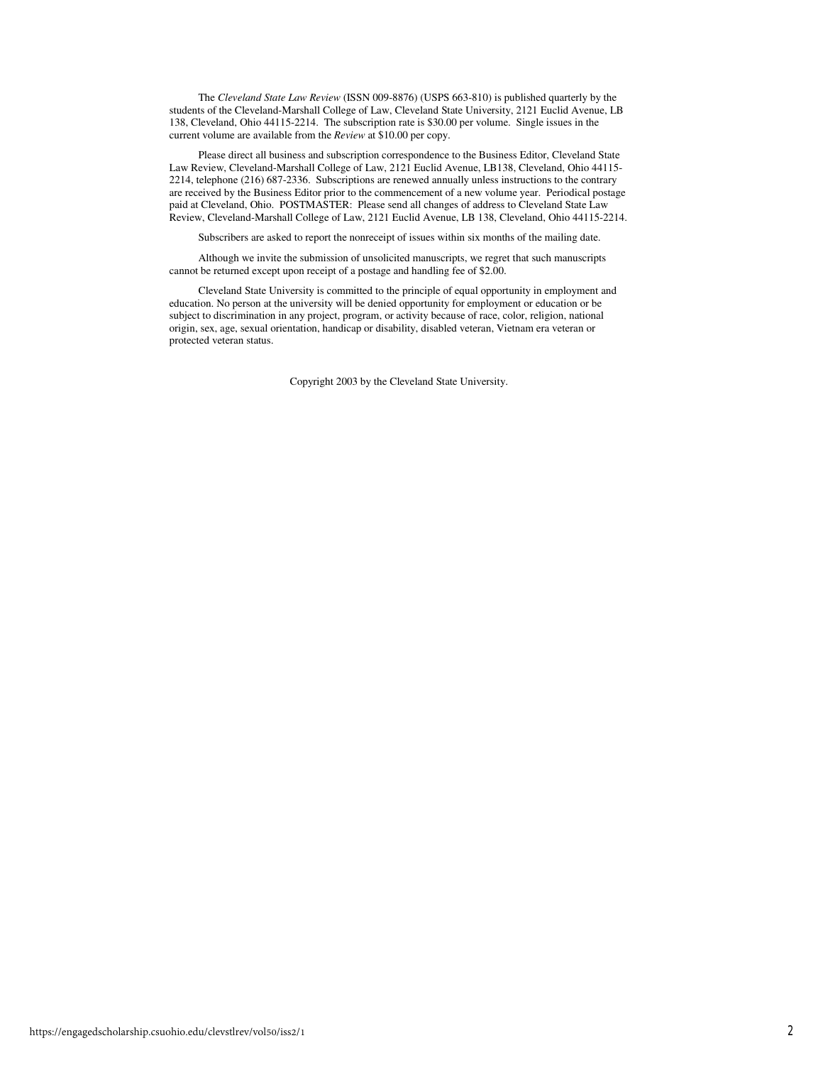The *Cleveland State Law Review* (ISSN 009-8876) (USPS 663-810) is published quarterly by the students of the Cleveland-Marshall College of Law, Cleveland State University, 2121 Euclid Avenue, LB 138, Cleveland, Ohio 44115-2214. The subscription rate is $30.00 per volume. Single issues in the current volume are available from the *Review* at $10.00 per copy.

Please direct all business and subscription correspondence to the Business Editor, Cleveland State Law Review, Cleveland-Marshall College of Law, 2121 Euclid Avenue, LB138, Cleveland, Ohio 44115-2214, telephone (216) 687-2336. Subscriptions are renewed annually unless instructions to the contrary are received by the Business Editor prior to the commencement of a new volume year. Periodical postage paid at Cleveland, Ohio. POSTMASTER: Please send all changes of address to Cleveland State Law Review, Cleveland-Marshall College of Law, 2121 Euclid Avenue, LB 138, Cleveland, Ohio 44115-2214.

Subscribers are asked to report the nonreceipt of issues within six months of the mailing date.

Although we invite the submission of unsolicited manuscripts, we regret that such manuscripts cannot be returned except upon receipt of a postage and handling fee of $2.00.

Cleveland State University is committed to the principle of equal opportunity in employment and education. No person at the university will be denied opportunity for employment or education or be subject to discrimination in any project, program, or activity because of race, color, religion, national origin, sex, age, sexual orientation, handicap or disability, disabled veteran, Vietnam era veteran or protected veteran status.

Copyright 2003 by the Cleveland State University.